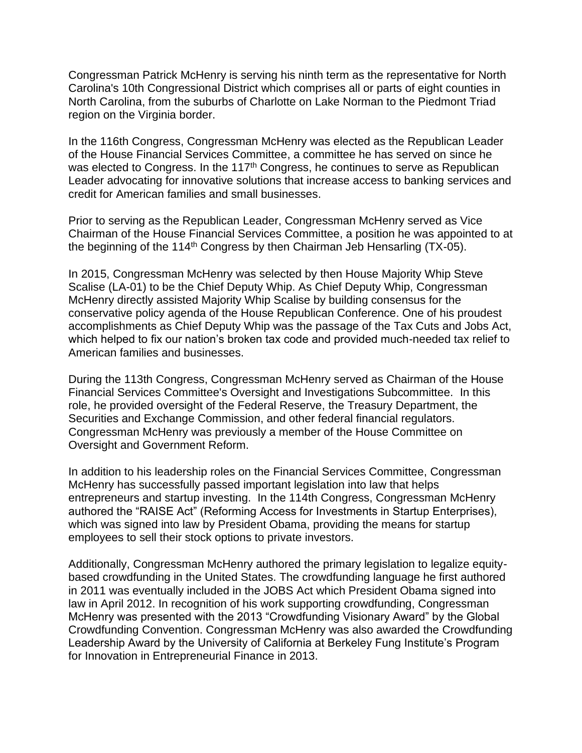Congressman Patrick McHenry is serving his ninth term as the representative for North Carolina's 10th Congressional District which comprises all or parts of eight counties in North Carolina, from the suburbs of Charlotte on Lake Norman to the Piedmont Triad region on the Virginia border.

In the 116th Congress, Congressman McHenry was elected as the Republican Leader of the House Financial Services Committee, a committee he has served on since he was elected to Congress. In the 117th Congress, he continues to serve as Republican Leader advocating for innovative solutions that increase access to banking services and credit for American families and small businesses.

Prior to serving as the Republican Leader, Congressman McHenry served as Vice Chairman of the House Financial Services Committee, a position he was appointed to at the beginning of the 114th Congress by then Chairman Jeb Hensarling (TX-05).

In 2015, Congressman McHenry was selected by then House Majority Whip Steve Scalise (LA-01) to be the Chief Deputy Whip. As Chief Deputy Whip, Congressman McHenry directly assisted Majority Whip Scalise by building consensus for the conservative policy agenda of the House Republican Conference. One of his proudest accomplishments as Chief Deputy Whip was the passage of the Tax Cuts and Jobs Act, which helped to fix our nation's broken tax code and provided much-needed tax relief to American families and businesses.

During the 113th Congress, Congressman McHenry served as Chairman of the House Financial Services Committee's Oversight and Investigations Subcommittee. In this role, he provided oversight of the Federal Reserve, the Treasury Department, the Securities and Exchange Commission, and other federal financial regulators. Congressman McHenry was previously a member of the House Committee on Oversight and Government Reform.

In addition to his leadership roles on the Financial Services Committee, Congressman McHenry has successfully passed important legislation into law that helps entrepreneurs and startup investing. In the 114th Congress, Congressman McHenry authored the "RAISE Act" (Reforming Access for Investments in Startup Enterprises), which was signed into law by President Obama, providing the means for startup employees to sell their stock options to private investors.

Additionally, Congressman McHenry authored the primary legislation to legalize equity-based crowdfunding in the United States. The crowdfunding language he first authored in 2011 was eventually included in the JOBS Act which President Obama signed into law in April 2012. In recognition of his work supporting crowdfunding, Congressman McHenry was presented with the 2013 "Crowdfunding Visionary Award" by the Global Crowdfunding Convention. Congressman McHenry was also awarded the Crowdfunding Leadership Award by the University of California at Berkeley Fung Institute's Program for Innovation in Entrepreneurial Finance in 2013.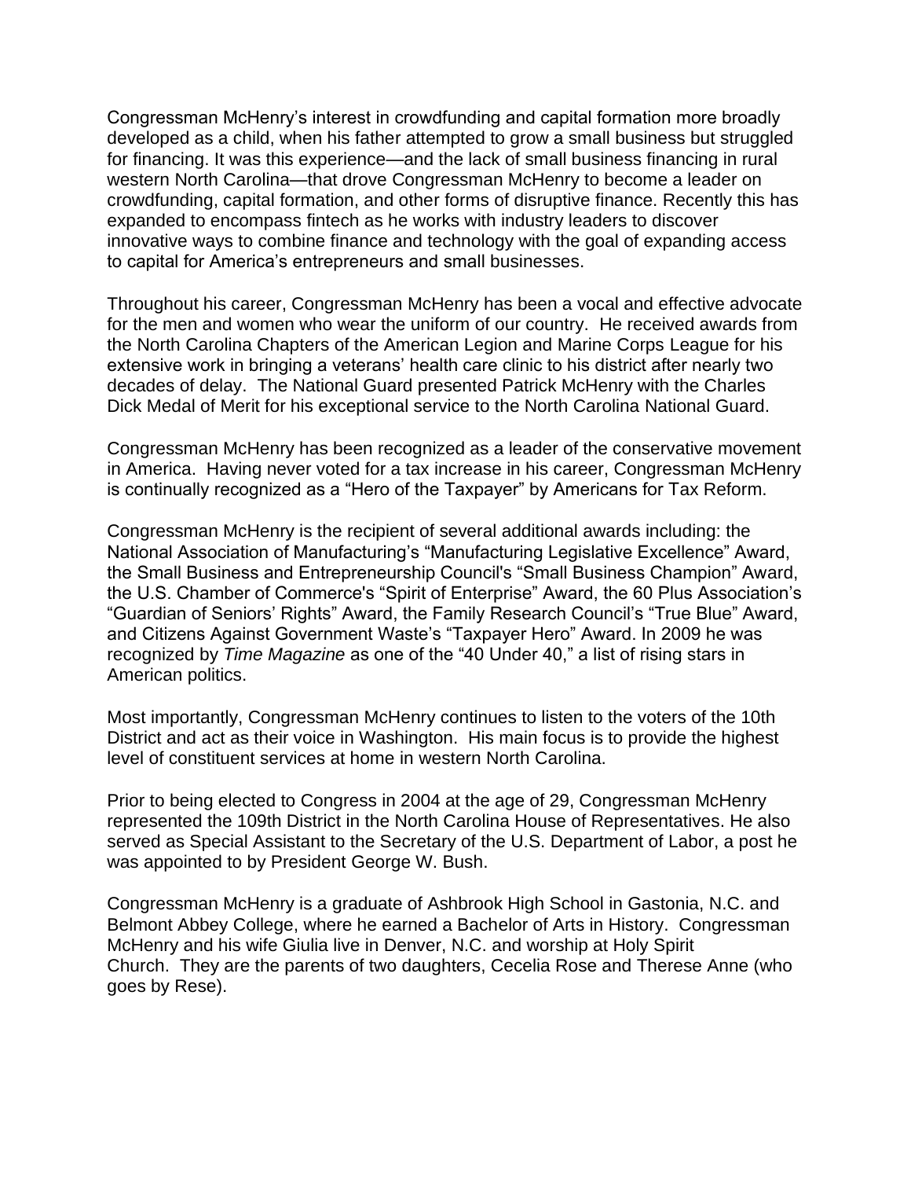Congressman McHenry's interest in crowdfunding and capital formation more broadly developed as a child, when his father attempted to grow a small business but struggled for financing. It was this experience—and the lack of small business financing in rural western North Carolina—that drove Congressman McHenry to become a leader on crowdfunding, capital formation, and other forms of disruptive finance. Recently this has expanded to encompass fintech as he works with industry leaders to discover innovative ways to combine finance and technology with the goal of expanding access to capital for America's entrepreneurs and small businesses.

Throughout his career, Congressman McHenry has been a vocal and effective advocate for the men and women who wear the uniform of our country. He received awards from the North Carolina Chapters of the American Legion and Marine Corps League for his extensive work in bringing a veterans' health care clinic to his district after nearly two decades of delay. The National Guard presented Patrick McHenry with the Charles Dick Medal of Merit for his exceptional service to the North Carolina National Guard.

Congressman McHenry has been recognized as a leader of the conservative movement in America. Having never voted for a tax increase in his career, Congressman McHenry is continually recognized as a "Hero of the Taxpayer" by Americans for Tax Reform.

Congressman McHenry is the recipient of several additional awards including: the National Association of Manufacturing's "Manufacturing Legislative Excellence" Award, the Small Business and Entrepreneurship Council's "Small Business Champion" Award, the U.S. Chamber of Commerce's "Spirit of Enterprise" Award, the 60 Plus Association's "Guardian of Seniors' Rights" Award, the Family Research Council's "True Blue" Award, and Citizens Against Government Waste's "Taxpayer Hero" Award. In 2009 he was recognized by *Time Magazine* as one of the "40 Under 40," a list of rising stars in American politics.

Most importantly, Congressman McHenry continues to listen to the voters of the 10th District and act as their voice in Washington. His main focus is to provide the highest level of constituent services at home in western North Carolina.

Prior to being elected to Congress in 2004 at the age of 29, Congressman McHenry represented the 109th District in the North Carolina House of Representatives. He also served as Special Assistant to the Secretary of the U.S. Department of Labor, a post he was appointed to by President George W. Bush.

Congressman McHenry is a graduate of Ashbrook High School in Gastonia, N.C. and Belmont Abbey College, where he earned a Bachelor of Arts in History. Congressman McHenry and his wife Giulia live in Denver, N.C. and worship at Holy Spirit Church. They are the parents of two daughters, Cecelia Rose and Therese Anne (who goes by Rese).